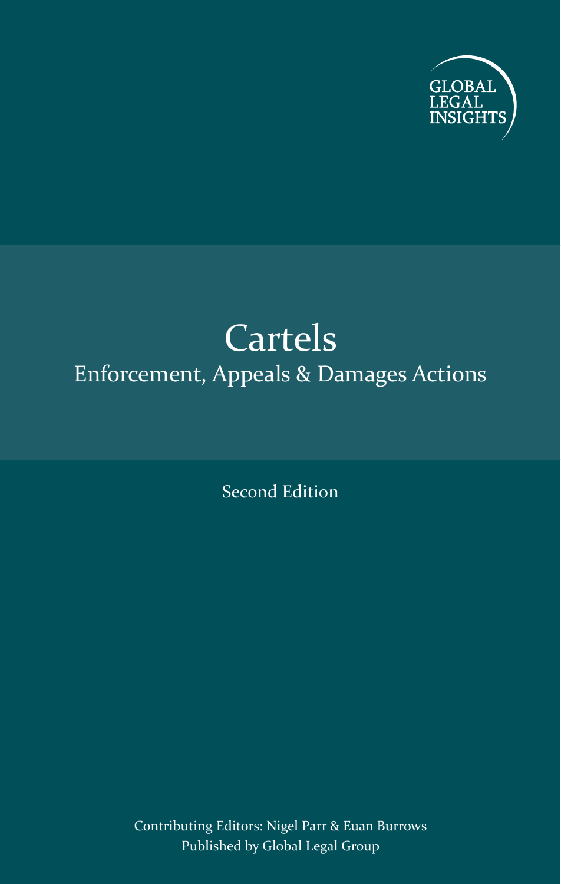GLOBAL LEGAL INSIGHTS

# Cartels

## Enforcement, Appeals & Damages Actions

Second Edition

Contributing Editors: Nigel Parr & Euan Burrows

Published by Global Legal Group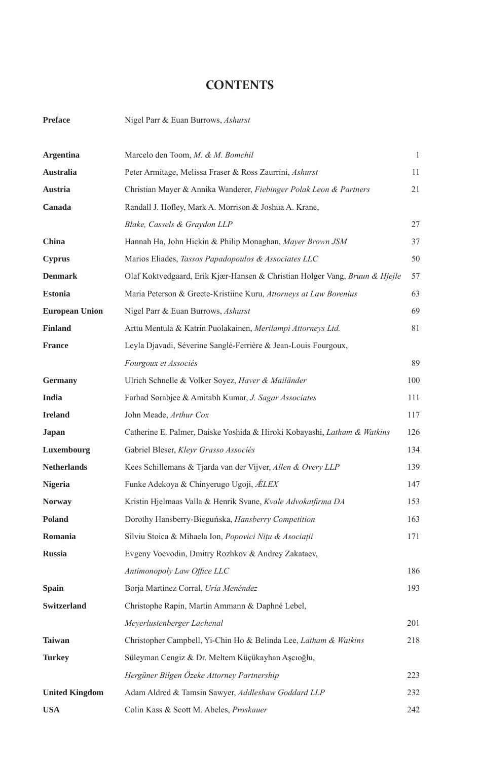# CONTENTS

| | | |
|---|---|---|
| **Preface** | Nigel Parr & Euan Burrows, *Ashurst* | |
| **Argentina** | Marcelo den Toom, *M. & M. Bomchil* | 1 |
| **Australia** | Peter Armitage, Melissa Fraser & Ross Zaurrini, *Ashurst* | 11 |
| **Austria** | Christian Mayer & Annika Wanderer, *Fiebinger Polak Leon & Partners* | 21 |
| **Canada** | Randall J. Hofley, Mark A. Morrison & Joshua A. Krane, *Blake, Cassels & Graydon LLP* | 27 |
| **China** | Hannah Ha, John Hickin & Philip Monaghan, *Mayer Brown JSM* | 37 |
| **Cyprus** | Marios Eliades, *Tassos Papadopoulos & Associates LLC* | 50 |
| **Denmark** | Olaf Koktvedgaard, Erik Kjær-Hansen & Christian Holger Vang, *Bruun & Hjejle* | 57 |
| **Estonia** | Maria Peterson & Greete-Kristiine Kuru, *Attorneys at Law Borenius* | 63 |
| **European Union** | Nigel Parr & Euan Burrows, *Ashurst* | 69 |
| **Finland** | Arttu Mentula & Katrin Puolakainen, *Merilampi Attorneys Ltd.* | 81 |
| **France** | Leyla Djavadi, Séverine Sanglé-Ferrière & Jean-Louis Fourgoux, *Fourgoux et Associés* | 89 |
| **Germany** | Ulrich Schnelle & Volker Soyez, *Haver & Mailänder* | 100 |
| **India** | Farhad Sorabjee & Amitabh Kumar, *J. Sagar Associates* | 111 |
| **Ireland** | John Meade, *Arthur Cox* | 117 |
| **Japan** | Catherine E. Palmer, Daiske Yoshida & Hiroki Kobayashi, *Latham & Watkins* | 126 |
| **Luxembourg** | Gabriel Bleser, *Kleyr Grasso Associés* | 134 |
| **Netherlands** | Kees Schillemans & Tjarda van der Vijver, *Allen & Overy LLP* | 139 |
| **Nigeria** | Funke Adekoya & Chinyerugo Ugoji, *ÆLEX* | 147 |
| **Norway** | Kristin Hjelmaas Valla & Henrik Svane, *Kvale Advokatfirma DA* | 153 |
| **Poland** | Dorothy Hansberry-Bieguńska, *Hansberry Competition* | 163 |
| **Romania** | Silviu Stoica & Mihaela Ion, *Popovici Nițu & Asociații* | 171 |
| **Russia** | Evgeny Voevodin, Dmitry Rozhkov & Andrey Zakataev, *Antimonopoly Law Office LLC* | 186 |
| **Spain** | Borja Martínez Corral, *Uría Menéndez* | 193 |
| **Switzerland** | Christophe Rapin, Martin Ammann & Daphné Lebel, *Meyerlustenberger Lachenal* | 201 |
| **Taiwan** | Christopher Campbell, Yi-Chin Ho & Belinda Lee, *Latham & Watkins* | 218 |
| **Turkey** | Süleyman Cengiz & Dr. Meltem Küçükayhan Aşcıoğlu, *Hergüner Bilgen Özeke Attorney Partnership* | 223 |
| **United Kingdom** | Adam Aldred & Tamsin Sawyer, *Addleshaw Goddard LLP* | 232 |
| **USA** | Colin Kass & Scott M. Abeles, *Proskauer* | 242 |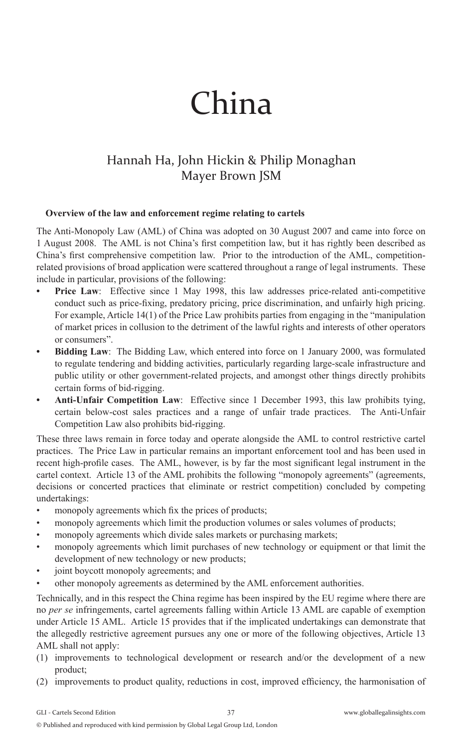# China

## Hannah Ha, John Hickin & Philip Monaghan
## Mayer Brown JSM

### Overview of the law and enforcement regime relating to cartels

The Anti-Monopoly Law (AML) of China was adopted on 30 August 2007 and came into force on 1 August 2008. The AML is not China's first competition law, but it has rightly been described as China's first comprehensive competition law. Prior to the introduction of the AML, competition-related provisions of broad application were scattered throughout a range of legal instruments. These include in particular, provisions of the following:

- **Price Law**: Effective since 1 May 1998, this law addresses price-related anti-competitive conduct such as price-fixing, predatory pricing, price discrimination, and unfairly high pricing. For example, Article 14(1) of the Price Law prohibits parties from engaging in the "manipulation of market prices in collusion to the detriment of the lawful rights and interests of other operators or consumers".
- **Bidding Law**: The Bidding Law, which entered into force on 1 January 2000, was formulated to regulate tendering and bidding activities, particularly regarding large-scale infrastructure and public utility or other government-related projects, and amongst other things directly prohibits certain forms of bid-rigging.
- **Anti-Unfair Competition Law**: Effective since 1 December 1993, this law prohibits tying, certain below-cost sales practices and a range of unfair trade practices. The Anti-Unfair Competition Law also prohibits bid-rigging.

These three laws remain in force today and operate alongside the AML to control restrictive cartel practices. The Price Law in particular remains an important enforcement tool and has been used in recent high-profile cases. The AML, however, is by far the most significant legal instrument in the cartel context. Article 13 of the AML prohibits the following "monopoly agreements" (agreements, decisions or concerted practices that eliminate or restrict competition) concluded by competing undertakings:

- monopoly agreements which fix the prices of products;
- monopoly agreements which limit the production volumes or sales volumes of products;
- monopoly agreements which divide sales markets or purchasing markets;
- monopoly agreements which limit purchases of new technology or equipment or that limit the development of new technology or new products;
- joint boycott monopoly agreements; and
- other monopoly agreements as determined by the AML enforcement authorities.

Technically, and in this respect the China regime has been inspired by the EU regime where there are no *per se* infringements, cartel agreements falling within Article 13 AML are capable of exemption under Article 15 AML. Article 15 provides that if the implicated undertakings can demonstrate that the allegedly restrictive agreement pursues any one or more of the following objectives, Article 13 AML shall not apply:

(1) improvements to technological development or research and/or the development of a new product;
(2) improvements to product quality, reductions in cost, improved efficiency, the harmonisation of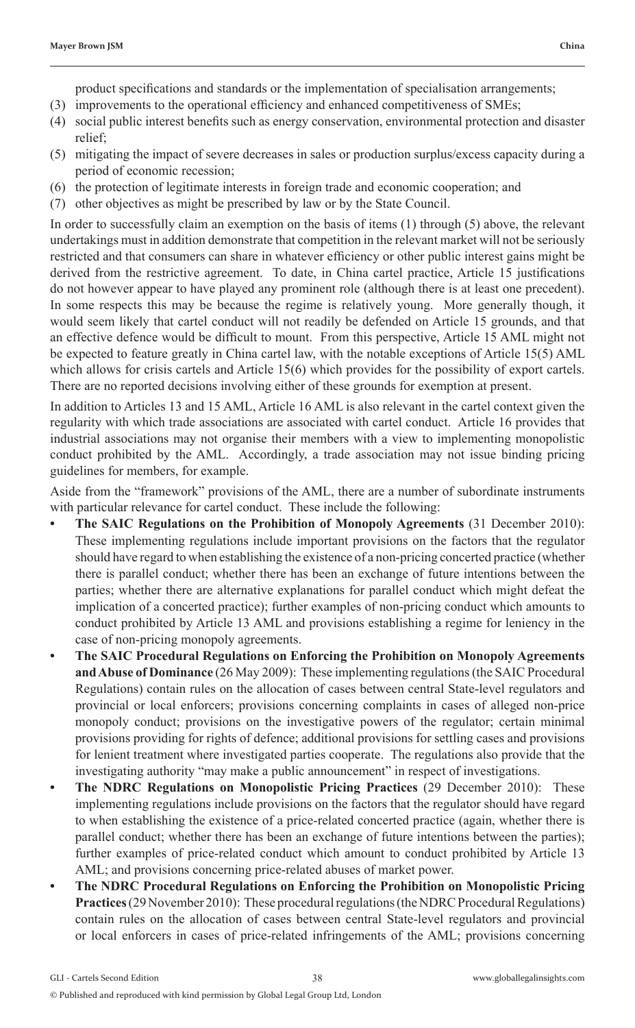product specifications and standards or the implementation of specialisation arrangements;

(3) improvements to the operational efficiency and enhanced competitiveness of SMEs;
(4) social public interest benefits such as energy conservation, environmental protection and disaster relief;
(5) mitigating the impact of severe decreases in sales or production surplus/excess capacity during a period of economic recession;
(6) the protection of legitimate interests in foreign trade and economic cooperation; and
(7) other objectives as might be prescribed by law or by the State Council.

In order to successfully claim an exemption on the basis of items (1) through (5) above, the relevant undertakings must in addition demonstrate that competition in the relevant market will not be seriously restricted and that consumers can share in whatever efficiency or other public interest gains might be derived from the restrictive agreement. To date, in China cartel practice, Article 15 justifications do not however appear to have played any prominent role (although there is at least one precedent). In some respects this may be because the regime is relatively young. More generally though, it would seem likely that cartel conduct will not readily be defended on Article 15 grounds, and that an effective defence would be difficult to mount. From this perspective, Article 15 AML might not be expected to feature greatly in China cartel law, with the notable exceptions of Article 15(5) AML which allows for crisis cartels and Article 15(6) which provides for the possibility of export cartels. There are no reported decisions involving either of these grounds for exemption at present.

In addition to Articles 13 and 15 AML, Article 16 AML is also relevant in the cartel context given the regularity with which trade associations are associated with cartel conduct. Article 16 provides that industrial associations may not organise their members with a view to implementing monopolistic conduct prohibited by the AML. Accordingly, a trade association may not issue binding pricing guidelines for members, for example.

Aside from the "framework" provisions of the AML, there are a number of subordinate instruments with particular relevance for cartel conduct. These include the following:

- **The SAIC Regulations on the Prohibition of Monopoly Agreements** (31 December 2010): These implementing regulations include important provisions on the factors that the regulator should have regard to when establishing the existence of a non-pricing concerted practice (whether there is parallel conduct; whether there has been an exchange of future intentions between the parties; whether there are alternative explanations for parallel conduct which might defeat the implication of a concerted practice); further examples of non-pricing conduct which amounts to conduct prohibited by Article 13 AML and provisions establishing a regime for leniency in the case of non-pricing monopoly agreements.
- **The SAIC Procedural Regulations on Enforcing the Prohibition on Monopoly Agreements and Abuse of Dominance** (26 May 2009): These implementing regulations (the SAIC Procedural Regulations) contain rules on the allocation of cases between central State-level regulators and provincial or local enforcers; provisions concerning complaints in cases of alleged non-price monopoly conduct; provisions on the investigative powers of the regulator; certain minimal provisions providing for rights of defence; additional provisions for settling cases and provisions for lenient treatment where investigated parties cooperate. The regulations also provide that the investigating authority "may make a public announcement" in respect of investigations.
- **The NDRC Regulations on Monopolistic Pricing Practices** (29 December 2010): These implementing regulations include provisions on the factors that the regulator should have regard to when establishing the existence of a price-related concerted practice (again, whether there is parallel conduct; whether there has been an exchange of future intentions between the parties); further examples of price-related conduct which amount to conduct prohibited by Article 13 AML; and provisions concerning price-related abuses of market power.
- **The NDRC Procedural Regulations on Enforcing the Prohibition on Monopolistic Pricing Practices** (29 November 2010): These procedural regulations (the NDRC Procedural Regulations) contain rules on the allocation of cases between central State-level regulators and provincial or local enforcers in cases of price-related infringements of the AML; provisions concerning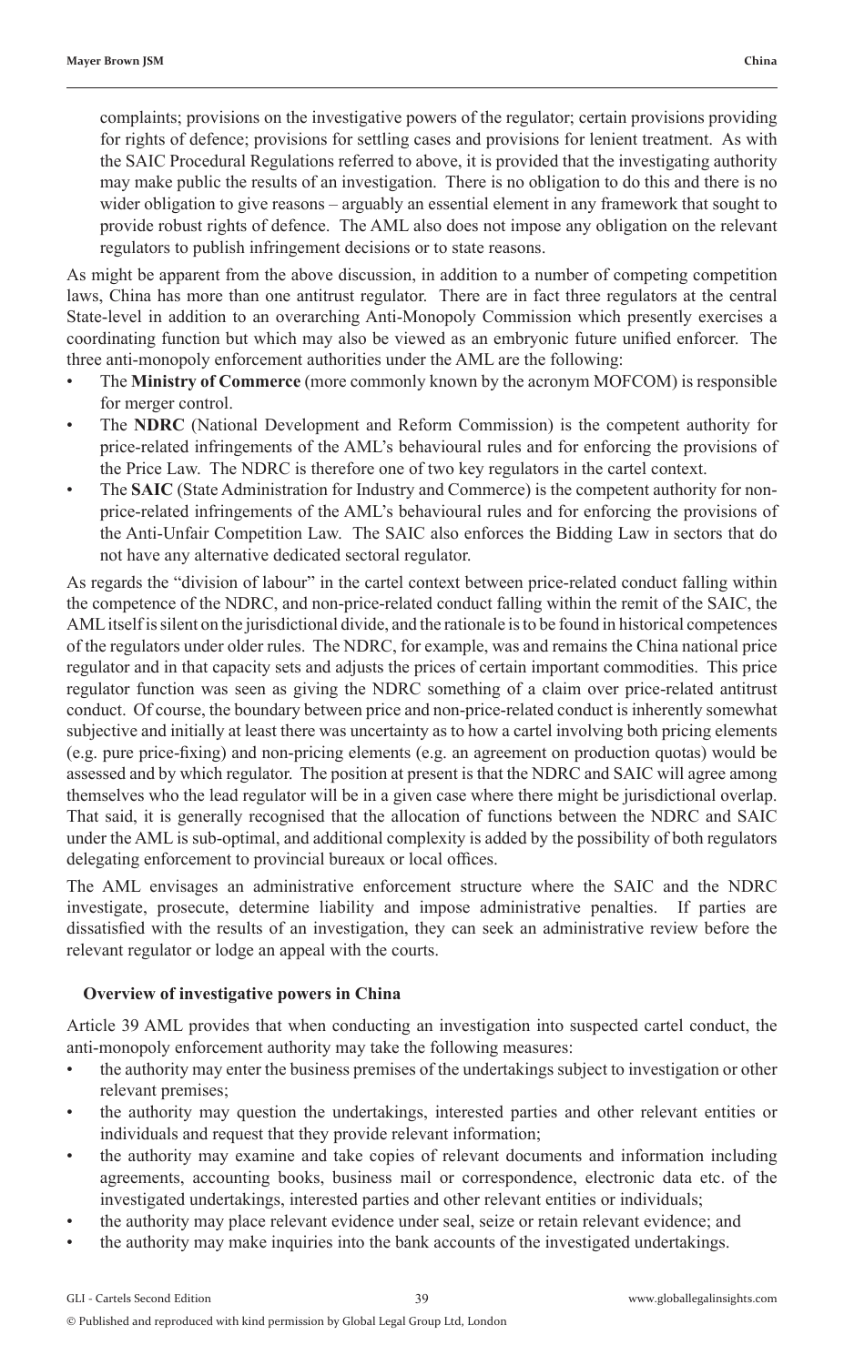complaints; provisions on the investigative powers of the regulator; certain provisions providing for rights of defence; provisions for settling cases and provisions for lenient treatment. As with the SAIC Procedural Regulations referred to above, it is provided that the investigating authority may make public the results of an investigation. There is no obligation to do this and there is no wider obligation to give reasons – arguably an essential element in any framework that sought to provide robust rights of defence. The AML also does not impose any obligation on the relevant regulators to publish infringement decisions or to state reasons.

As might be apparent from the above discussion, in addition to a number of competing competition laws, China has more than one antitrust regulator. There are in fact three regulators at the central State-level in addition to an overarching Anti-Monopoly Commission which presently exercises a coordinating function but which may also be viewed as an embryonic future unified enforcer. The three anti-monopoly enforcement authorities under the AML are the following:

- The **Ministry of Commerce** (more commonly known by the acronym MOFCOM) is responsible for merger control.
- The **NDRC** (National Development and Reform Commission) is the competent authority for price-related infringements of the AML's behavioural rules and for enforcing the provisions of the Price Law. The NDRC is therefore one of two key regulators in the cartel context.
- The **SAIC** (State Administration for Industry and Commerce) is the competent authority for non-price-related infringements of the AML's behavioural rules and for enforcing the provisions of the Anti-Unfair Competition Law. The SAIC also enforces the Bidding Law in sectors that do not have any alternative dedicated sectoral regulator.

As regards the "division of labour" in the cartel context between price-related conduct falling within the competence of the NDRC, and non-price-related conduct falling within the remit of the SAIC, the AML itself is silent on the jurisdictional divide, and the rationale is to be found in historical competences of the regulators under older rules. The NDRC, for example, was and remains the China national price regulator and in that capacity sets and adjusts the prices of certain important commodities. This price regulator function was seen as giving the NDRC something of a claim over price-related antitrust conduct. Of course, the boundary between price and non-price-related conduct is inherently somewhat subjective and initially at least there was uncertainty as to how a cartel involving both pricing elements (e.g. pure price-fixing) and non-pricing elements (e.g. an agreement on production quotas) would be assessed and by which regulator. The position at present is that the NDRC and SAIC will agree among themselves who the lead regulator will be in a given case where there might be jurisdictional overlap. That said, it is generally recognised that the allocation of functions between the NDRC and SAIC under the AML is sub-optimal, and additional complexity is added by the possibility of both regulators delegating enforcement to provincial bureaux or local offices.

The AML envisages an administrative enforcement structure where the SAIC and the NDRC investigate, prosecute, determine liability and impose administrative penalties. If parties are dissatisfied with the results of an investigation, they can seek an administrative review before the relevant regulator or lodge an appeal with the courts.

## Overview of investigative powers in China

Article 39 AML provides that when conducting an investigation into suspected cartel conduct, the anti-monopoly enforcement authority may take the following measures:

- the authority may enter the business premises of the undertakings subject to investigation or other relevant premises;
- the authority may question the undertakings, interested parties and other relevant entities or individuals and request that they provide relevant information;
- the authority may examine and take copies of relevant documents and information including agreements, accounting books, business mail or correspondence, electronic data etc. of the investigated undertakings, interested parties and other relevant entities or individuals;
- the authority may place relevant evidence under seal, seize or retain relevant evidence; and
- the authority may make inquiries into the bank accounts of the investigated undertakings.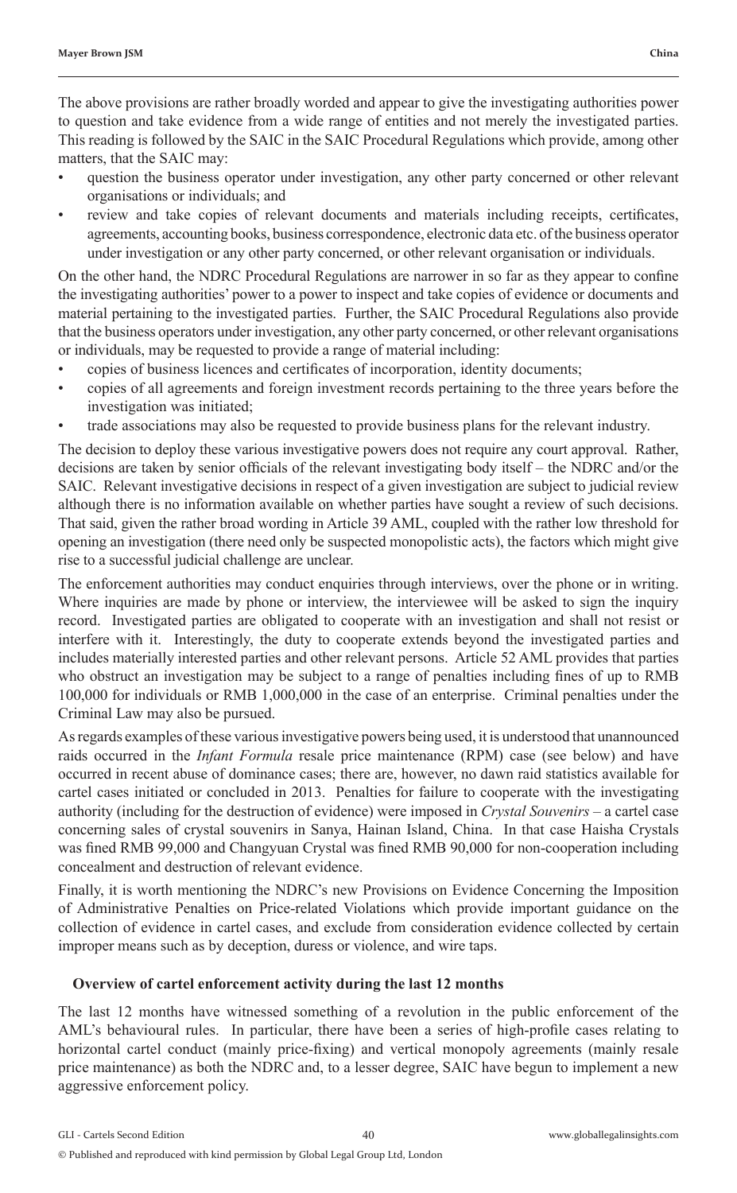The above provisions are rather broadly worded and appear to give the investigating authorities power to question and take evidence from a wide range of entities and not merely the investigated parties. This reading is followed by the SAIC in the SAIC Procedural Regulations which provide, among other matters, that the SAIC may:

- question the business operator under investigation, any other party concerned or other relevant organisations or individuals; and
- review and take copies of relevant documents and materials including receipts, certificates, agreements, accounting books, business correspondence, electronic data etc. of the business operator under investigation or any other party concerned, or other relevant organisation or individuals.

On the other hand, the NDRC Procedural Regulations are narrower in so far as they appear to confine the investigating authorities' power to a power to inspect and take copies of evidence or documents and material pertaining to the investigated parties. Further, the SAIC Procedural Regulations also provide that the business operators under investigation, any other party concerned, or other relevant organisations or individuals, may be requested to provide a range of material including:

- copies of business licences and certificates of incorporation, identity documents;
- copies of all agreements and foreign investment records pertaining to the three years before the investigation was initiated;
- trade associations may also be requested to provide business plans for the relevant industry.

The decision to deploy these various investigative powers does not require any court approval. Rather, decisions are taken by senior officials of the relevant investigating body itself – the NDRC and/or the SAIC. Relevant investigative decisions in respect of a given investigation are subject to judicial review although there is no information available on whether parties have sought a review of such decisions. That said, given the rather broad wording in Article 39 AML, coupled with the rather low threshold for opening an investigation (there need only be suspected monopolistic acts), the factors which might give rise to a successful judicial challenge are unclear.

The enforcement authorities may conduct enquiries through interviews, over the phone or in writing. Where inquiries are made by phone or interview, the interviewee will be asked to sign the inquiry record. Investigated parties are obligated to cooperate with an investigation and shall not resist or interfere with it. Interestingly, the duty to cooperate extends beyond the investigated parties and includes materially interested parties and other relevant persons. Article 52 AML provides that parties who obstruct an investigation may be subject to a range of penalties including fines of up to RMB 100,000 for individuals or RMB 1,000,000 in the case of an enterprise. Criminal penalties under the Criminal Law may also be pursued.

As regards examples of these various investigative powers being used, it is understood that unannounced raids occurred in the *Infant Formula* resale price maintenance (RPM) case (see below) and have occurred in recent abuse of dominance cases; there are, however, no dawn raid statistics available for cartel cases initiated or concluded in 2013. Penalties for failure to cooperate with the investigating authority (including for the destruction of evidence) were imposed in *Crystal Souvenirs* – a cartel case concerning sales of crystal souvenirs in Sanya, Hainan Island, China. In that case Haisha Crystals was fined RMB 99,000 and Changyuan Crystal was fined RMB 90,000 for non-cooperation including concealment and destruction of relevant evidence.

Finally, it is worth mentioning the NDRC's new Provisions on Evidence Concerning the Imposition of Administrative Penalties on Price-related Violations which provide important guidance on the collection of evidence in cartel cases, and exclude from consideration evidence collected by certain improper means such as by deception, duress or violence, and wire taps.

## Overview of cartel enforcement activity during the last 12 months

The last 12 months have witnessed something of a revolution in the public enforcement of the AML's behavioural rules. In particular, there have been a series of high-profile cases relating to horizontal cartel conduct (mainly price-fixing) and vertical monopoly agreements (mainly resale price maintenance) as both the NDRC and, to a lesser degree, SAIC have begun to implement a new aggressive enforcement policy.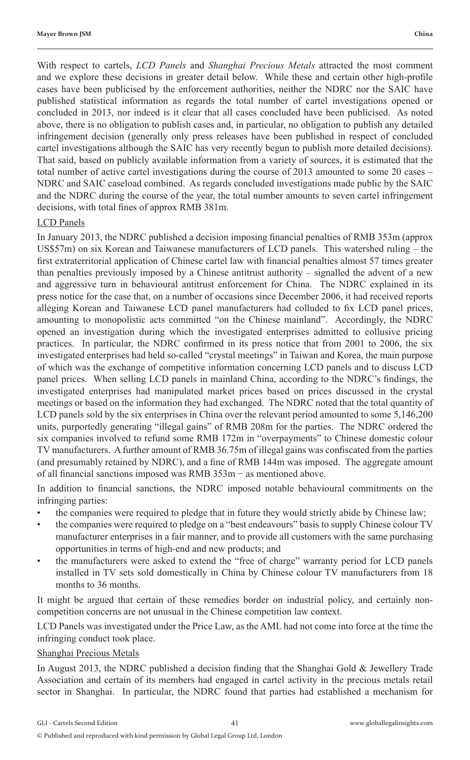With respect to cartels, *LCD Panels* and *Shanghai Precious Metals* attracted the most comment and we explore these decisions in greater detail below. While these and certain other high-profile cases have been publicised by the enforcement authorities, neither the NDRC nor the SAIC have published statistical information as regards the total number of cartel investigations opened or concluded in 2013, nor indeed is it clear that all cases concluded have been publicised. As noted above, there is no obligation to publish cases and, in particular, no obligation to publish any detailed infringement decision (generally only press releases have been published in respect of concluded cartel investigations although the SAIC has very recently begun to publish more detailed decisions). That said, based on publicly available information from a variety of sources, it is estimated that the total number of active cartel investigations during the course of 2013 amounted to some 20 cases – NDRC and SAIC caseload combined. As regards concluded investigations made public by the SAIC and the NDRC during the course of the year, the total number amounts to seven cartel infringement decisions, with total fines of approx RMB 381m.

LCD Panels

In January 2013, the NDRC published a decision imposing financial penalties of RMB 353m (approx US$57m) on six Korean and Taiwanese manufacturers of LCD panels. This watershed ruling – the first extraterritorial application of Chinese cartel law with financial penalties almost 57 times greater than penalties previously imposed by a Chinese antitrust authority – signalled the advent of a new and aggressive turn in behavioural antitrust enforcement for China. The NDRC explained in its press notice for the case that, on a number of occasions since December 2006, it had received reports alleging Korean and Taiwanese LCD panel manufacturers had colluded to fix LCD panel prices, amounting to monopolistic acts committed "on the Chinese mainland". Accordingly, the NDRC opened an investigation during which the investigated enterprises admitted to collusive pricing practices. In particular, the NDRC confirmed in its press notice that from 2001 to 2006, the six investigated enterprises had held so-called "crystal meetings" in Taiwan and Korea, the main purpose of which was the exchange of competitive information concerning LCD panels and to discuss LCD panel prices. When selling LCD panels in mainland China, according to the NDRC's findings, the investigated enterprises had manipulated market prices based on prices discussed in the crystal meetings or based on the information they had exchanged. The NDRC noted that the total quantity of LCD panels sold by the six enterprises in China over the relevant period amounted to some 5,146,200 units, purportedly generating "illegal gains" of RMB 208m for the parties. The NDRC ordered the six companies involved to refund some RMB 172m in "overpayments" to Chinese domestic colour TV manufacturers. A further amount of RMB 36.75m of illegal gains was confiscated from the parties (and presumably retained by NDRC), and a fine of RMB 144m was imposed. The aggregate amount of all financial sanctions imposed was RMB 353m − as mentioned above.

In addition to financial sanctions, the NDRC imposed notable behavioural commitments on the infringing parties:

- the companies were required to pledge that in future they would strictly abide by Chinese law;
- the companies were required to pledge on a "best endeavours" basis to supply Chinese colour TV manufacturer enterprises in a fair manner, and to provide all customers with the same purchasing opportunities in terms of high-end and new products; and
- the manufacturers were asked to extend the "free of charge" warranty period for LCD panels installed in TV sets sold domestically in China by Chinese colour TV manufacturers from 18 months to 36 months.

It might be argued that certain of these remedies border on industrial policy, and certainly non-competition concerns are not unusual in the Chinese competition law context.

LCD Panels was investigated under the Price Law, as the AML had not come into force at the time the infringing conduct took place.

Shanghai Precious Metals

In August 2013, the NDRC published a decision finding that the Shanghai Gold & Jewellery Trade Association and certain of its members had engaged in cartel activity in the precious metals retail sector in Shanghai. In particular, the NDRC found that parties had established a mechanism for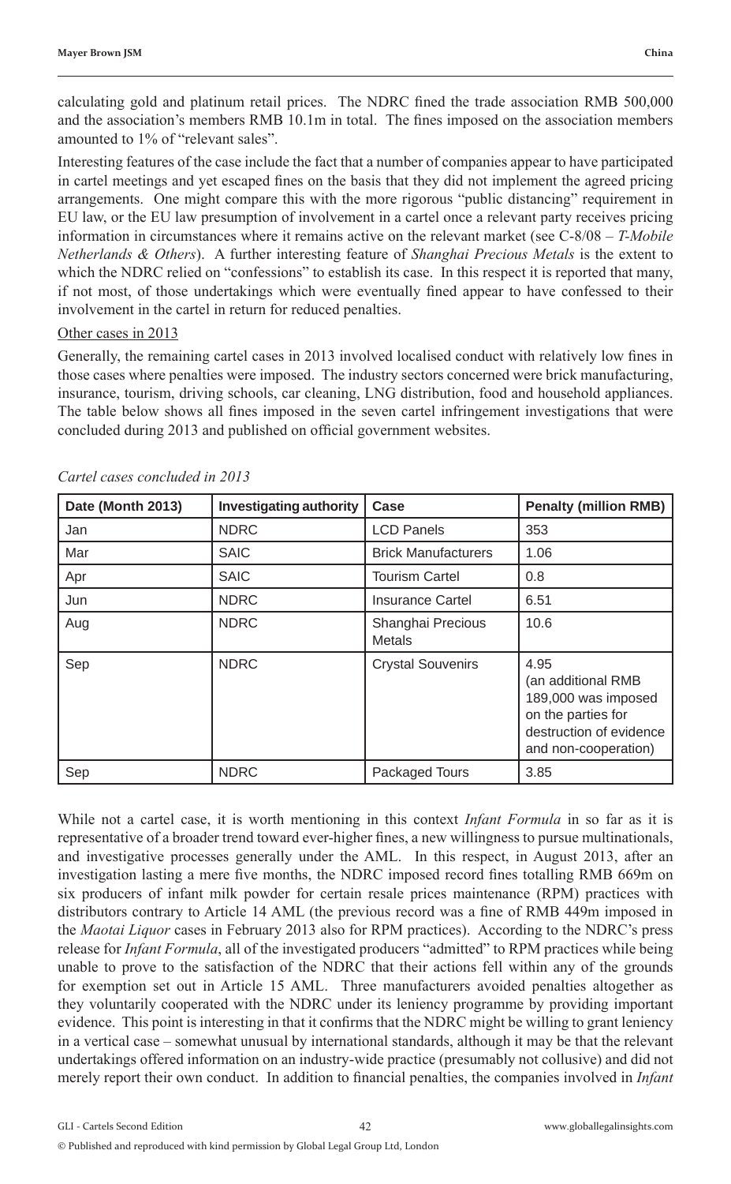calculating gold and platinum retail prices. The NDRC fined the trade association RMB 500,000 and the association's members RMB 10.1m in total. The fines imposed on the association members amounted to 1% of "relevant sales".

Interesting features of the case include the fact that a number of companies appear to have participated in cartel meetings and yet escaped fines on the basis that they did not implement the agreed pricing arrangements. One might compare this with the more rigorous "public distancing" requirement in EU law, or the EU law presumption of involvement in a cartel once a relevant party receives pricing information in circumstances where it remains active on the relevant market (see C-8/08 – *T-Mobile Netherlands & Others*). A further interesting feature of *Shanghai Precious Metals* is the extent to which the NDRC relied on "confessions" to establish its case. In this respect it is reported that many, if not most, of those undertakings which were eventually fined appear to have confessed to their involvement in the cartel in return for reduced penalties.

Other cases in 2013

Generally, the remaining cartel cases in 2013 involved localised conduct with relatively low fines in those cases where penalties were imposed. The industry sectors concerned were brick manufacturing, insurance, tourism, driving schools, car cleaning, LNG distribution, food and household appliances. The table below shows all fines imposed in the seven cartel infringement investigations that were concluded during 2013 and published on official government websites.

*Cartel cases concluded in 2013*

| Date (Month 2013) | Investigating authority | Case | Penalty (million RMB) |
|---|---|---|---|
| Jan | NDRC | LCD Panels | 353 |
| Mar | SAIC | Brick Manufacturers | 1.06 |
| Apr | SAIC | Tourism Cartel | 0.8 |
| Jun | NDRC | Insurance Cartel | 6.51 |
| Aug | NDRC | Shanghai Precious Metals | 10.6 |
| Sep | NDRC | Crystal Souvenirs | 4.95 (an additional RMB 189,000 was imposed on the parties for destruction of evidence and non-cooperation) |
| Sep | NDRC | Packaged Tours | 3.85 |

While not a cartel case, it is worth mentioning in this context *Infant Formula* in so far as it is representative of a broader trend toward ever-higher fines, a new willingness to pursue multinationals, and investigative processes generally under the AML. In this respect, in August 2013, after an investigation lasting a mere five months, the NDRC imposed record fines totalling RMB 669m on six producers of infant milk powder for certain resale prices maintenance (RPM) practices with distributors contrary to Article 14 AML (the previous record was a fine of RMB 449m imposed in the *Maotai Liquor* cases in February 2013 also for RPM practices). According to the NDRC's press release for *Infant Formula*, all of the investigated producers "admitted" to RPM practices while being unable to prove to the satisfaction of the NDRC that their actions fell within any of the grounds for exemption set out in Article 15 AML. Three manufacturers avoided penalties altogether as they voluntarily cooperated with the NDRC under its leniency programme by providing important evidence. This point is interesting in that it confirms that the NDRC might be willing to grant leniency in a vertical case – somewhat unusual by international standards, although it may be that the relevant undertakings offered information on an industry-wide practice (presumably not collusive) and did not merely report their own conduct. In addition to financial penalties, the companies involved in *Infant*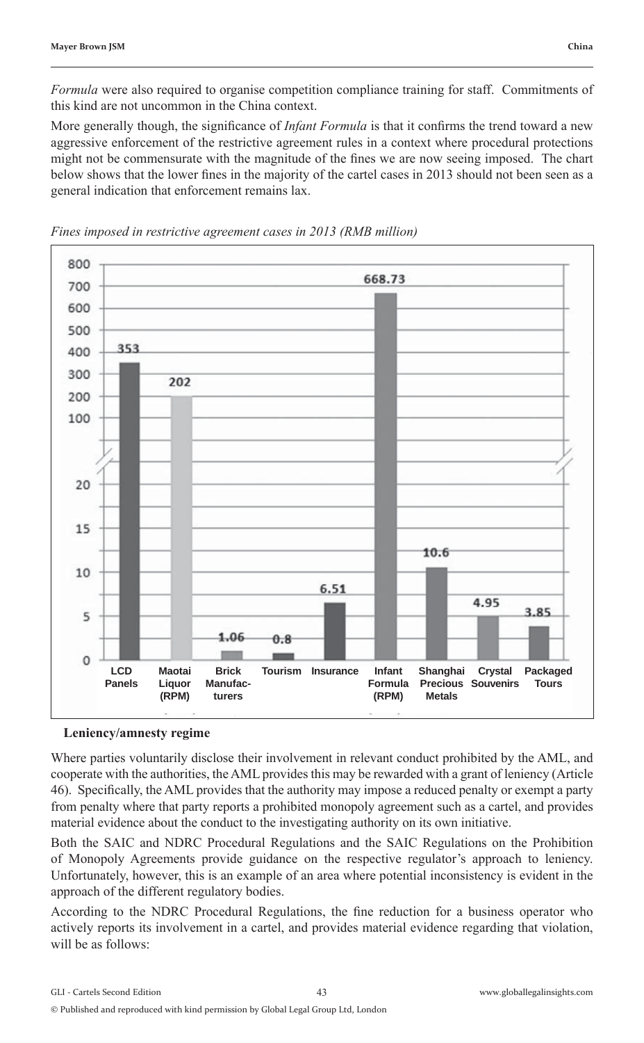*Formula* were also required to organise competition compliance training for staff. Commitments of this kind are not uncommon in the China context.

More generally though, the significance of *Infant Formula* is that it confirms the trend toward a new aggressive enforcement of the restrictive agreement rules in a context where procedural protections might not be commensurate with the magnitude of the fines we are now seeing imposed. The chart below shows that the lower fines in the majority of the cartel cases in 2013 should not been seen as a general indication that enforcement remains lax.

*Fines imposed in restrictive agreement cases in 2013 (RMB million)*

| Case | Fine (RMB million) |
|---|---|
| LCD Panels | 353 |
| Maotai Liquor (RPM) | 202 |
| Brick Manufacturers | 1.06 |
| Tourism | 0.8 |
| Insurance | 6.51 |
| Infant Formula (RPM) | 668.73 |
| Shanghai Precious Metals | 10.6 |
| Crystal Souvenirs | 4.95 |
| Packaged Tours | 3.85 |

**Leniency/amnesty regime**

Where parties voluntarily disclose their involvement in relevant conduct prohibited by the AML, and cooperate with the authorities, the AML provides this may be rewarded with a grant of leniency (Article 46). Specifically, the AML provides that the authority may impose a reduced penalty or exempt a party from penalty where that party reports a prohibited monopoly agreement such as a cartel, and provides material evidence about the conduct to the investigating authority on its own initiative.

Both the SAIC and NDRC Procedural Regulations and the SAIC Regulations on the Prohibition of Monopoly Agreements provide guidance on the respective regulator's approach to leniency. Unfortunately, however, this is an example of an area where potential inconsistency is evident in the approach of the different regulatory bodies.

According to the NDRC Procedural Regulations, the fine reduction for a business operator who actively reports its involvement in a cartel, and provides material evidence regarding that violation, will be as follows: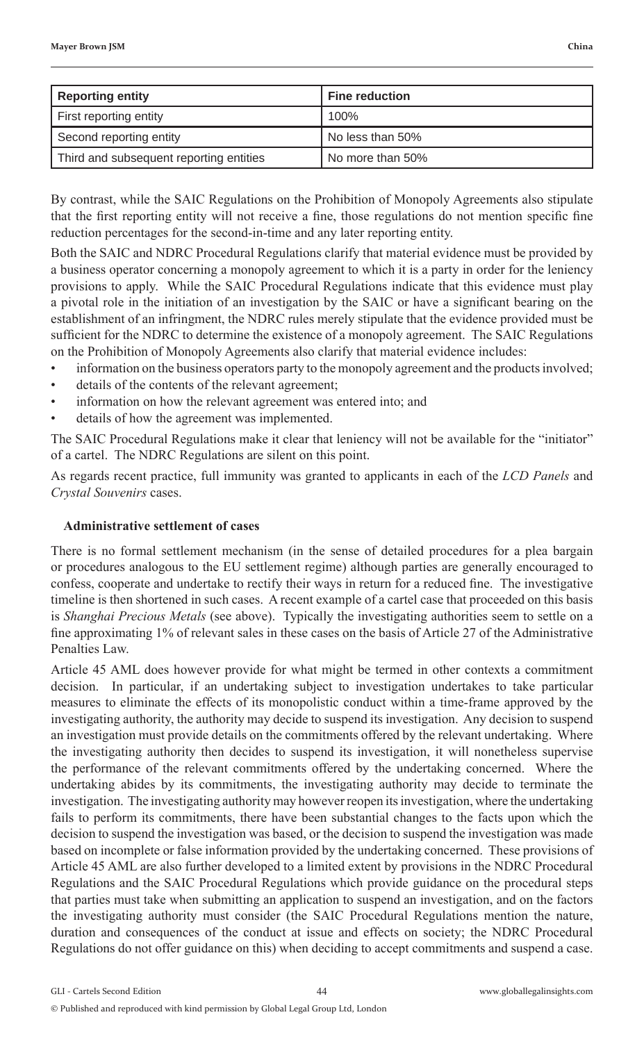| Reporting entity | Fine reduction |
| --- | --- |
| First reporting entity | 100% |
| Second reporting entity | No less than 50% |
| Third and subsequent reporting entities | No more than 50% |

By contrast, while the SAIC Regulations on the Prohibition of Monopoly Agreements also stipulate that the first reporting entity will not receive a fine, those regulations do not mention specific fine reduction percentages for the second-in-time and any later reporting entity.

Both the SAIC and NDRC Procedural Regulations clarify that material evidence must be provided by a business operator concerning a monopoly agreement to which it is a party in order for the leniency provisions to apply. While the SAIC Procedural Regulations indicate that this evidence must play a pivotal role in the initiation of an investigation by the SAIC or have a significant bearing on the establishment of an infringment, the NDRC rules merely stipulate that the evidence provided must be sufficient for the NDRC to determine the existence of a monopoly agreement. The SAIC Regulations on the Prohibition of Monopoly Agreements also clarify that material evidence includes:

- information on the business operators party to the monopoly agreement and the products involved;
- details of the contents of the relevant agreement;
- information on how the relevant agreement was entered into; and
- details of how the agreement was implemented.

The SAIC Procedural Regulations make it clear that leniency will not be available for the "initiator" of a cartel. The NDRC Regulations are silent on this point.

As regards recent practice, full immunity was granted to applicants in each of the *LCD Panels* and *Crystal Souvenirs* cases.

### Administrative settlement of cases

There is no formal settlement mechanism (in the sense of detailed procedures for a plea bargain or procedures analogous to the EU settlement regime) although parties are generally encouraged to confess, cooperate and undertake to rectify their ways in return for a reduced fine. The investigative timeline is then shortened in such cases. A recent example of a cartel case that proceeded on this basis is *Shanghai Precious Metals* (see above). Typically the investigating authorities seem to settle on a fine approximating 1% of relevant sales in these cases on the basis of Article 27 of the Administrative Penalties Law.

Article 45 AML does however provide for what might be termed in other contexts a commitment decision. In particular, if an undertaking subject to investigation undertakes to take particular measures to eliminate the effects of its monopolistic conduct within a time-frame approved by the investigating authority, the authority may decide to suspend its investigation. Any decision to suspend an investigation must provide details on the commitments offered by the relevant undertaking. Where the investigating authority then decides to suspend its investigation, it will nonetheless supervise the performance of the relevant commitments offered by the undertaking concerned. Where the undertaking abides by its commitments, the investigating authority may decide to terminate the investigation. The investigating authority may however reopen its investigation, where the undertaking fails to perform its commitments, there have been substantial changes to the facts upon which the decision to suspend the investigation was based, or the decision to suspend the investigation was made based on incomplete or false information provided by the undertaking concerned. These provisions of Article 45 AML are also further developed to a limited extent by provisions in the NDRC Procedural Regulations and the SAIC Procedural Regulations which provide guidance on the procedural steps that parties must take when submitting an application to suspend an investigation, and on the factors the investigating authority must consider (the SAIC Procedural Regulations mention the nature, duration and consequences of the conduct at issue and effects on society; the NDRC Procedural Regulations do not offer guidance on this) when deciding to accept commitments and suspend a case.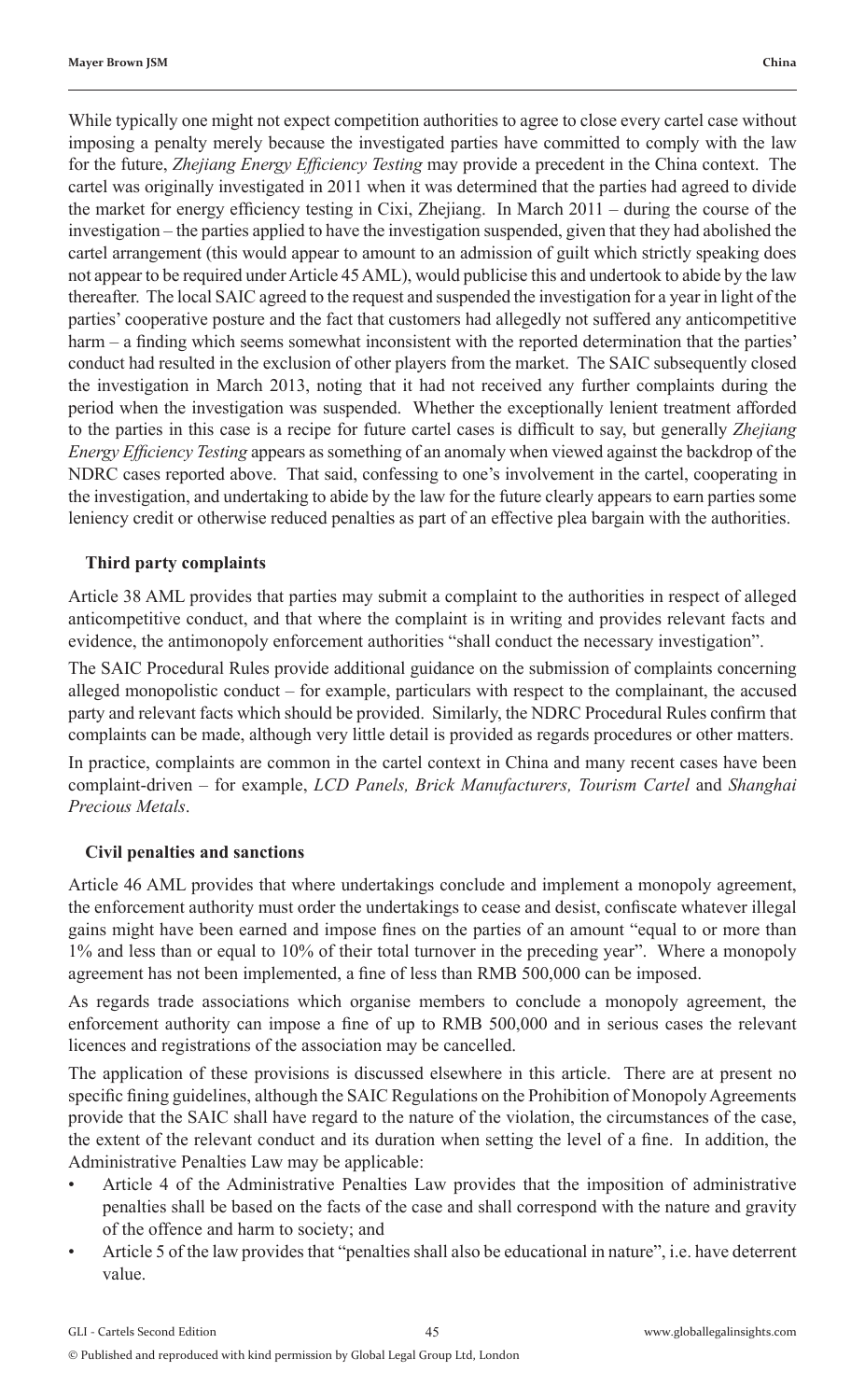While typically one might not expect competition authorities to agree to close every cartel case without imposing a penalty merely because the investigated parties have committed to comply with the law for the future, *Zhejiang Energy Efficiency Testing* may provide a precedent in the China context. The cartel was originally investigated in 2011 when it was determined that the parties had agreed to divide the market for energy efficiency testing in Cixi, Zhejiang. In March 2011 – during the course of the investigation – the parties applied to have the investigation suspended, given that they had abolished the cartel arrangement (this would appear to amount to an admission of guilt which strictly speaking does not appear to be required under Article 45 AML), would publicise this and undertook to abide by the law thereafter. The local SAIC agreed to the request and suspended the investigation for a year in light of the parties' cooperative posture and the fact that customers had allegedly not suffered any anticompetitive harm – a finding which seems somewhat inconsistent with the reported determination that the parties' conduct had resulted in the exclusion of other players from the market. The SAIC subsequently closed the investigation in March 2013, noting that it had not received any further complaints during the period when the investigation was suspended. Whether the exceptionally lenient treatment afforded to the parties in this case is a recipe for future cartel cases is difficult to say, but generally *Zhejiang Energy Efficiency Testing* appears as something of an anomaly when viewed against the backdrop of the NDRC cases reported above. That said, confessing to one's involvement in the cartel, cooperating in the investigation, and undertaking to abide by the law for the future clearly appears to earn parties some leniency credit or otherwise reduced penalties as part of an effective plea bargain with the authorities.

### Third party complaints

Article 38 AML provides that parties may submit a complaint to the authorities in respect of alleged anticompetitive conduct, and that where the complaint is in writing and provides relevant facts and evidence, the antimonopoly enforcement authorities "shall conduct the necessary investigation".

The SAIC Procedural Rules provide additional guidance on the submission of complaints concerning alleged monopolistic conduct – for example, particulars with respect to the complainant, the accused party and relevant facts which should be provided. Similarly, the NDRC Procedural Rules confirm that complaints can be made, although very little detail is provided as regards procedures or other matters.

In practice, complaints are common in the cartel context in China and many recent cases have been complaint-driven – for example, *LCD Panels, Brick Manufacturers, Tourism Cartel* and *Shanghai Precious Metals*.

### Civil penalties and sanctions

Article 46 AML provides that where undertakings conclude and implement a monopoly agreement, the enforcement authority must order the undertakings to cease and desist, confiscate whatever illegal gains might have been earned and impose fines on the parties of an amount "equal to or more than 1% and less than or equal to 10% of their total turnover in the preceding year". Where a monopoly agreement has not been implemented, a fine of less than RMB 500,000 can be imposed.

As regards trade associations which organise members to conclude a monopoly agreement, the enforcement authority can impose a fine of up to RMB 500,000 and in serious cases the relevant licences and registrations of the association may be cancelled.

The application of these provisions is discussed elsewhere in this article. There are at present no specific fining guidelines, although the SAIC Regulations on the Prohibition of Monopoly Agreements provide that the SAIC shall have regard to the nature of the violation, the circumstances of the case, the extent of the relevant conduct and its duration when setting the level of a fine. In addition, the Administrative Penalties Law may be applicable:

- Article 4 of the Administrative Penalties Law provides that the imposition of administrative penalties shall be based on the facts of the case and shall correspond with the nature and gravity of the offence and harm to society; and
- Article 5 of the law provides that "penalties shall also be educational in nature", i.e. have deterrent value.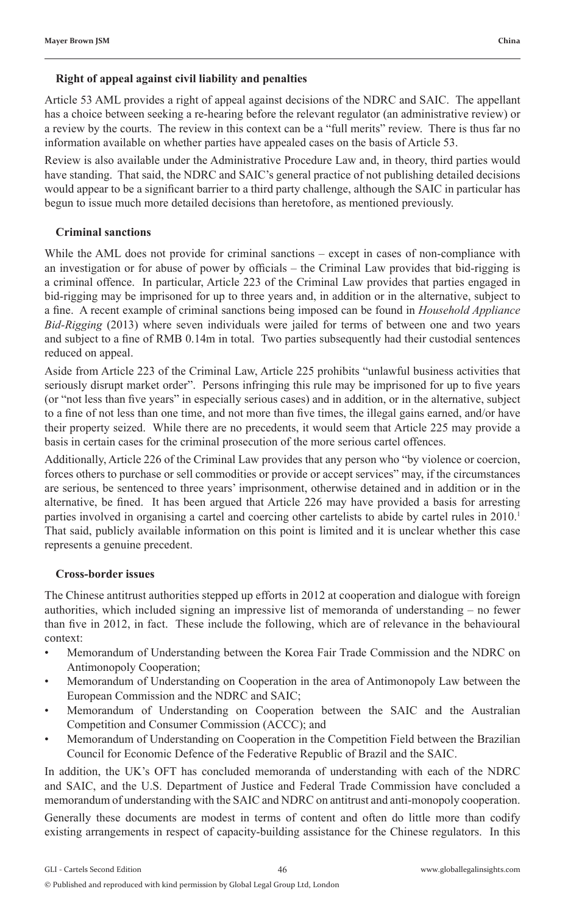### Right of appeal against civil liability and penalties

Article 53 AML provides a right of appeal against decisions of the NDRC and SAIC. The appellant has a choice between seeking a re-hearing before the relevant regulator (an administrative review) or a review by the courts. The review in this context can be a "full merits" review. There is thus far no information available on whether parties have appealed cases on the basis of Article 53.

Review is also available under the Administrative Procedure Law and, in theory, third parties would have standing. That said, the NDRC and SAIC's general practice of not publishing detailed decisions would appear to be a significant barrier to a third party challenge, although the SAIC in particular has begun to issue much more detailed decisions than heretofore, as mentioned previously.

### Criminal sanctions

While the AML does not provide for criminal sanctions – except in cases of non-compliance with an investigation or for abuse of power by officials – the Criminal Law provides that bid-rigging is a criminal offence. In particular, Article 223 of the Criminal Law provides that parties engaged in bid-rigging may be imprisoned for up to three years and, in addition or in the alternative, subject to a fine. A recent example of criminal sanctions being imposed can be found in *Household Appliance Bid-Rigging* (2013) where seven individuals were jailed for terms of between one and two years and subject to a fine of RMB 0.14m in total. Two parties subsequently had their custodial sentences reduced on appeal.

Aside from Article 223 of the Criminal Law, Article 225 prohibits "unlawful business activities that seriously disrupt market order". Persons infringing this rule may be imprisoned for up to five years (or "not less than five years" in especially serious cases) and in addition, or in the alternative, subject to a fine of not less than one time, and not more than five times, the illegal gains earned, and/or have their property seized. While there are no precedents, it would seem that Article 225 may provide a basis in certain cases for the criminal prosecution of the more serious cartel offences.

Additionally, Article 226 of the Criminal Law provides that any person who "by violence or coercion, forces others to purchase or sell commodities or provide or accept services" may, if the circumstances are serious, be sentenced to three years' imprisonment, otherwise detained and in addition or in the alternative, be fined. It has been argued that Article 226 may have provided a basis for arresting parties involved in organising a cartel and coercing other cartelists to abide by cartel rules in 2010.[1] That said, publicly available information on this point is limited and it is unclear whether this case represents a genuine precedent.

### Cross-border issues

The Chinese antitrust authorities stepped up efforts in 2012 at cooperation and dialogue with foreign authorities, which included signing an impressive list of memoranda of understanding – no fewer than five in 2012, in fact. These include the following, which are of relevance in the behavioural context:

- Memorandum of Understanding between the Korea Fair Trade Commission and the NDRC on Antimonopoly Cooperation;
- Memorandum of Understanding on Cooperation in the area of Antimonopoly Law between the European Commission and the NDRC and SAIC;
- Memorandum of Understanding on Cooperation between the SAIC and the Australian Competition and Consumer Commission (ACCC); and
- Memorandum of Understanding on Cooperation in the Competition Field between the Brazilian Council for Economic Defence of the Federative Republic of Brazil and the SAIC.

In addition, the UK's OFT has concluded memoranda of understanding with each of the NDRC and SAIC, and the U.S. Department of Justice and Federal Trade Commission have concluded a memorandum of understanding with the SAIC and NDRC on antitrust and anti-monopoly cooperation.

Generally these documents are modest in terms of content and often do little more than codify existing arrangements in respect of capacity-building assistance for the Chinese regulators. In this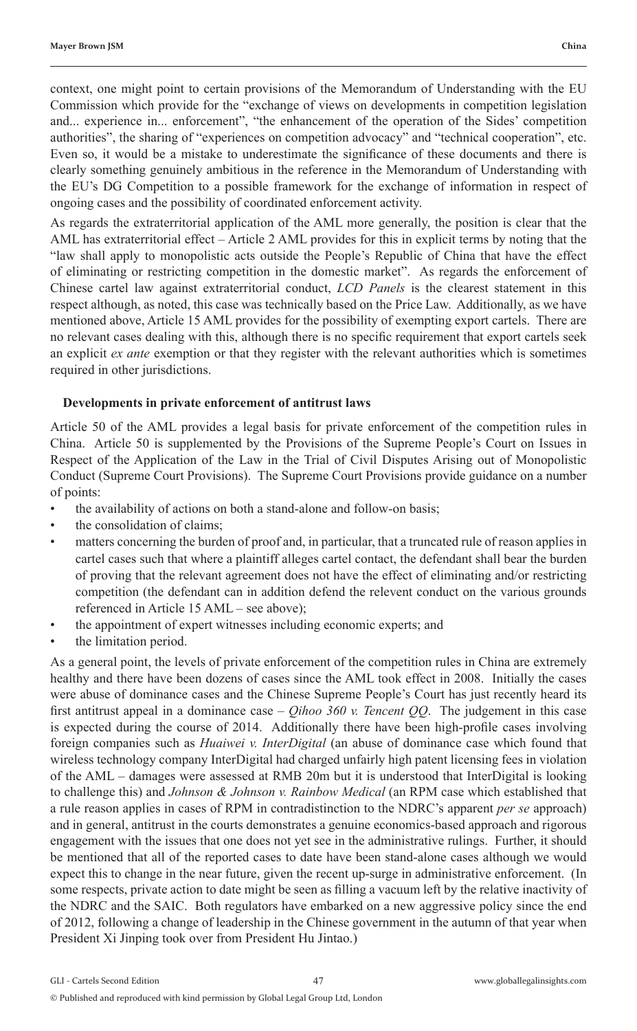context, one might point to certain provisions of the Memorandum of Understanding with the EU Commission which provide for the "exchange of views on developments in competition legislation and... experience in... enforcement", "the enhancement of the operation of the Sides' competition authorities", the sharing of "experiences on competition advocacy" and "technical cooperation", etc. Even so, it would be a mistake to underestimate the significance of these documents and there is clearly something genuinely ambitious in the reference in the Memorandum of Understanding with the EU's DG Competition to a possible framework for the exchange of information in respect of ongoing cases and the possibility of coordinated enforcement activity.

As regards the extraterritorial application of the AML more generally, the position is clear that the AML has extraterritorial effect – Article 2 AML provides for this in explicit terms by noting that the "law shall apply to monopolistic acts outside the People's Republic of China that have the effect of eliminating or restricting competition in the domestic market". As regards the enforcement of Chinese cartel law against extraterritorial conduct, *LCD Panels* is the clearest statement in this respect although, as noted, this case was technically based on the Price Law. Additionally, as we have mentioned above, Article 15 AML provides for the possibility of exempting export cartels. There are no relevant cases dealing with this, although there is no specific requirement that export cartels seek an explicit *ex ante* exemption or that they register with the relevant authorities which is sometimes required in other jurisdictions.

### Developments in private enforcement of antitrust laws

Article 50 of the AML provides a legal basis for private enforcement of the competition rules in China. Article 50 is supplemented by the Provisions of the Supreme People's Court on Issues in Respect of the Application of the Law in the Trial of Civil Disputes Arising out of Monopolistic Conduct (Supreme Court Provisions). The Supreme Court Provisions provide guidance on a number of points:

- the availability of actions on both a stand-alone and follow-on basis;
- the consolidation of claims;
- matters concerning the burden of proof and, in particular, that a truncated rule of reason applies in cartel cases such that where a plaintiff alleges cartel contact, the defendant shall bear the burden of proving that the relevant agreement does not have the effect of eliminating and/or restricting competition (the defendant can in addition defend the relevent conduct on the various grounds referenced in Article 15 AML – see above);
- the appointment of expert witnesses including economic experts; and
- the limitation period.

As a general point, the levels of private enforcement of the competition rules in China are extremely healthy and there have been dozens of cases since the AML took effect in 2008. Initially the cases were abuse of dominance cases and the Chinese Supreme People's Court has just recently heard its first antitrust appeal in a dominance case – *Qihoo 360 v. Tencent QQ*. The judgement in this case is expected during the course of 2014. Additionally there have been high-profile cases involving foreign companies such as *Huaiwei v. InterDigital* (an abuse of dominance case which found that wireless technology company InterDigital had charged unfairly high patent licensing fees in violation of the AML – damages were assessed at RMB 20m but it is understood that InterDigital is looking to challenge this) and *Johnson & Johnson v. Rainbow Medical* (an RPM case which established that a rule reason applies in cases of RPM in contradistinction to the NDRC's apparent *per se* approach) and in general, antitrust in the courts demonstrates a genuine economics-based approach and rigorous engagement with the issues that one does not yet see in the administrative rulings. Further, it should be mentioned that all of the reported cases to date have been stand-alone cases although we would expect this to change in the near future, given the recent up-surge in administrative enforcement. (In some respects, private action to date might be seen as filling a vacuum left by the relative inactivity of the NDRC and the SAIC. Both regulators have embarked on a new aggressive policy since the end of 2012, following a change of leadership in the Chinese government in the autumn of that year when President Xi Jinping took over from President Hu Jintao.)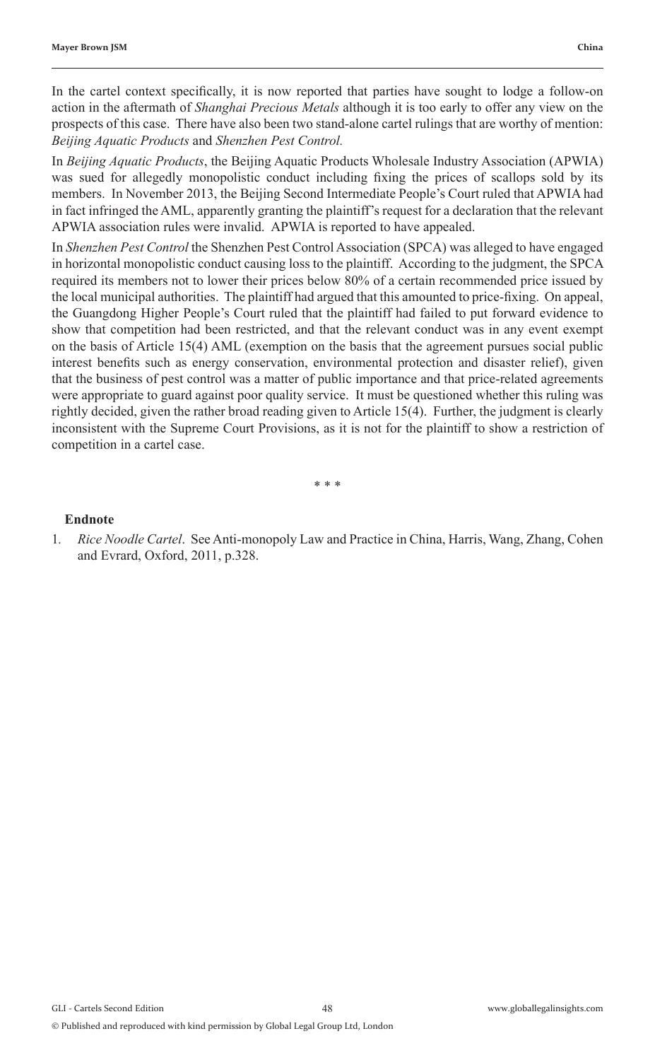In the cartel context specifically, it is now reported that parties have sought to lodge a follow-on action in the aftermath of *Shanghai Precious Metals* although it is too early to offer any view on the prospects of this case. There have also been two stand-alone cartel rulings that are worthy of mention: *Beijing Aquatic Products* and *Shenzhen Pest Control.*

In *Beijing Aquatic Products*, the Beijing Aquatic Products Wholesale Industry Association (APWIA) was sued for allegedly monopolistic conduct including fixing the prices of scallops sold by its members. In November 2013, the Beijing Second Intermediate People's Court ruled that APWIA had in fact infringed the AML, apparently granting the plaintiff's request for a declaration that the relevant APWIA association rules were invalid. APWIA is reported to have appealed.

In *Shenzhen Pest Control* the Shenzhen Pest Control Association (SPCA) was alleged to have engaged in horizontal monopolistic conduct causing loss to the plaintiff. According to the judgment, the SPCA required its members not to lower their prices below 80% of a certain recommended price issued by the local municipal authorities. The plaintiff had argued that this amounted to price-fixing. On appeal, the Guangdong Higher People's Court ruled that the plaintiff had failed to put forward evidence to show that competition had been restricted, and that the relevant conduct was in any event exempt on the basis of Article 15(4) AML (exemption on the basis that the agreement pursues social public interest benefits such as energy conservation, environmental protection and disaster relief), given that the business of pest control was a matter of public importance and that price-related agreements were appropriate to guard against poor quality service. It must be questioned whether this ruling was rightly decided, given the rather broad reading given to Article 15(4). Further, the judgment is clearly inconsistent with the Supreme Court Provisions, as it is not for the plaintiff to show a restriction of competition in a cartel case.

\* \* \*

**Endnote**

1. *Rice Noodle Cartel*. See Anti-monopoly Law and Practice in China, Harris, Wang, Zhang, Cohen and Evrard, Oxford, 2011, p.328.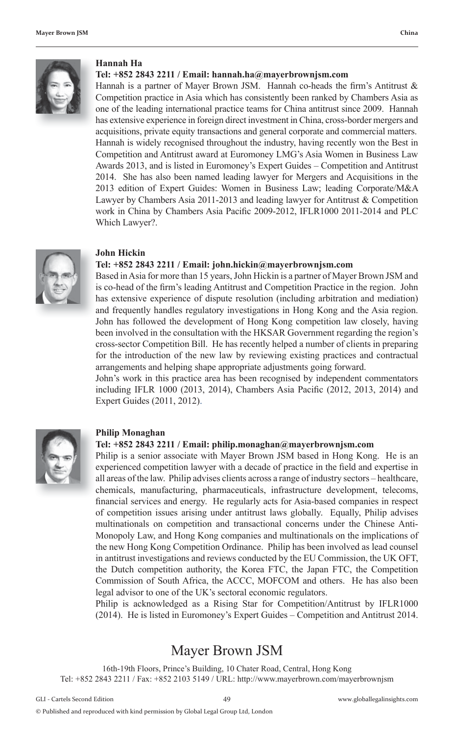**Hannah Ha**

**Tel: +852 2843 2211 / Email: hannah.ha@mayerbrownjsm.com**

Hannah is a partner of Mayer Brown JSM. Hannah co-heads the firm's Antitrust & Competition practice in Asia which has consistently been ranked by Chambers Asia as one of the leading international practice teams for China antitrust since 2009. Hannah has extensive experience in foreign direct investment in China, cross-border mergers and acquisitions, private equity transactions and general corporate and commercial matters. Hannah is widely recognised throughout the industry, having recently won the Best in Competition and Antitrust award at Euromoney LMG's Asia Women in Business Law Awards 2013, and is listed in Euromoney's Expert Guides – Competition and Antitrust 2014. She has also been named leading lawyer for Mergers and Acquisitions in the 2013 edition of Expert Guides: Women in Business Law; leading Corporate/M&A Lawyer by Chambers Asia 2011-2013 and leading lawyer for Antitrust & Competition work in China by Chambers Asia Pacific 2009-2012, IFLR1000 2011-2014 and PLC Which Lawyer?.

**John Hickin**

**Tel: +852 2843 2211 / Email: john.hickin@mayerbrownjsm.com**

Based in Asia for more than 15 years, John Hickin is a partner of Mayer Brown JSM and is co-head of the firm's leading Antitrust and Competition Practice in the region. John has extensive experience of dispute resolution (including arbitration and mediation) and frequently handles regulatory investigations in Hong Kong and the Asia region. John has followed the development of Hong Kong competition law closely, having been involved in the consultation with the HKSAR Government regarding the region's cross-sector Competition Bill. He has recently helped a number of clients in preparing for the introduction of the new law by reviewing existing practices and contractual arrangements and helping shape appropriate adjustments going forward.

John's work in this practice area has been recognised by independent commentators including IFLR 1000 (2013, 2014), Chambers Asia Pacific (2012, 2013, 2014) and Expert Guides (2011, 2012).

**Philip Monaghan**

**Tel: +852 2843 2211 / Email: philip.monaghan@mayerbrownjsm.com**

Philip is a senior associate with Mayer Brown JSM based in Hong Kong. He is an experienced competition lawyer with a decade of practice in the field and expertise in all areas of the law. Philip advises clients across a range of industry sectors – healthcare, chemicals, manufacturing, pharmaceuticals, infrastructure development, telecoms, financial services and energy. He regularly acts for Asia-based companies in respect of competition issues arising under antitrust laws globally. Equally, Philip advises multinationals on competition and transactional concerns under the Chinese Anti-Monopoly Law, and Hong Kong companies and multinationals on the implications of the new Hong Kong Competition Ordinance. Philip has been involved as lead counsel in antitrust investigations and reviews conducted by the EU Commission, the UK OFT, the Dutch competition authority, the Korea FTC, the Japan FTC, the Competition Commission of South Africa, the ACCC, MOFCOM and others. He has also been legal advisor to one of the UK's sectoral economic regulators.

Philip is acknowledged as a Rising Star for Competition/Antitrust by IFLR1000 (2014). He is listed in Euromoney's Expert Guides – Competition and Antitrust 2014.

# Mayer Brown JSM

16th-19th Floors, Prince's Building, 10 Chater Road, Central, Hong Kong
Tel: +852 2843 2211 / Fax: +852 2103 5149 / URL: http://www.mayerbrown.com/mayerbrownjsm

© Published and reproduced with kind permission by Global Legal Group Ltd, London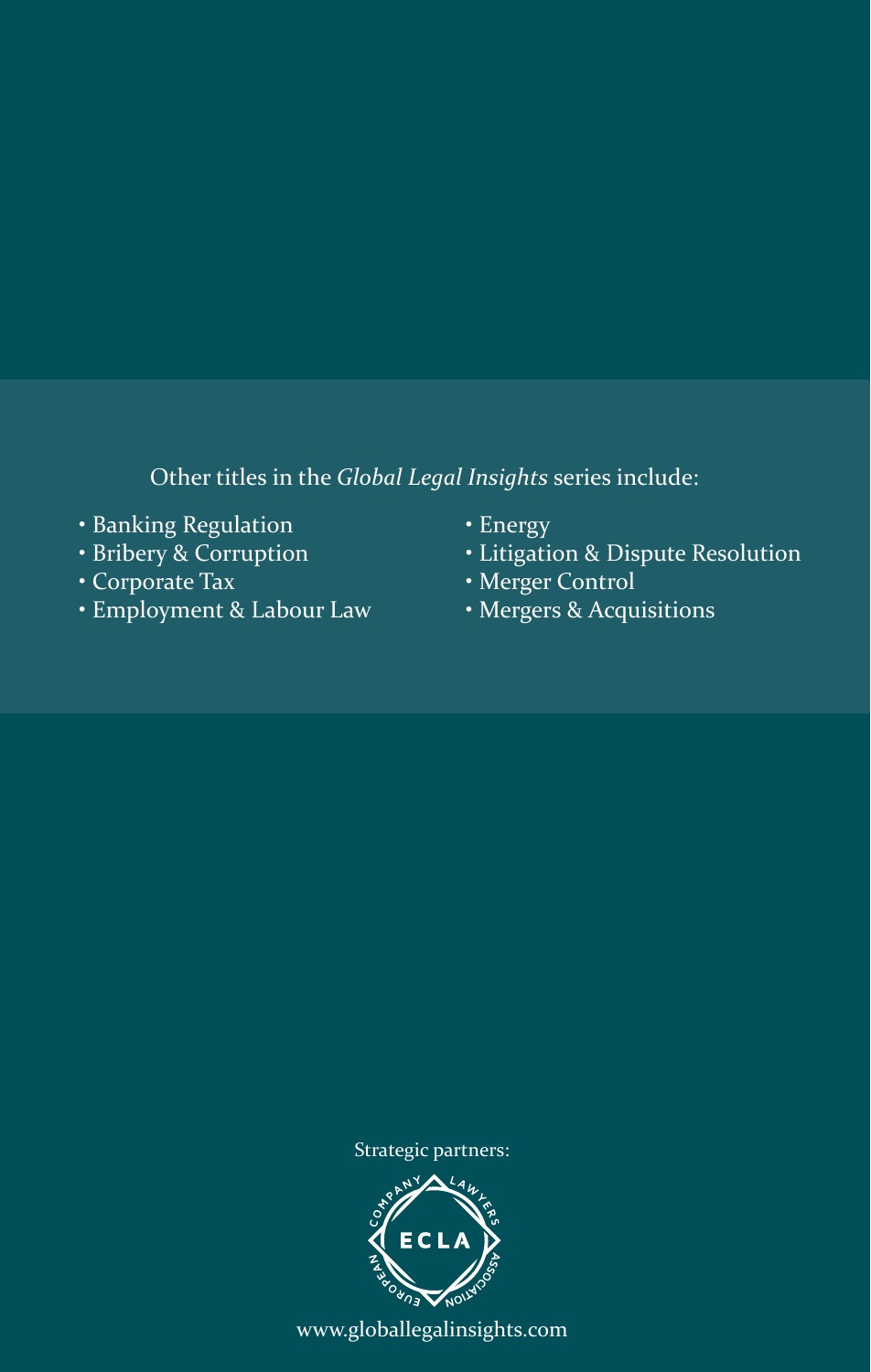Other titles in the *Global Legal Insights* series include:

- Banking Regulation
- Bribery & Corruption
- Corporate Tax
- Employment & Labour Law
- Energy
- Litigation & Dispute Resolution
- Merger Control
- Mergers & Acquisitions

Strategic partners:

ECLA

European Company Lawyers Association

www.globallegalinsights.com